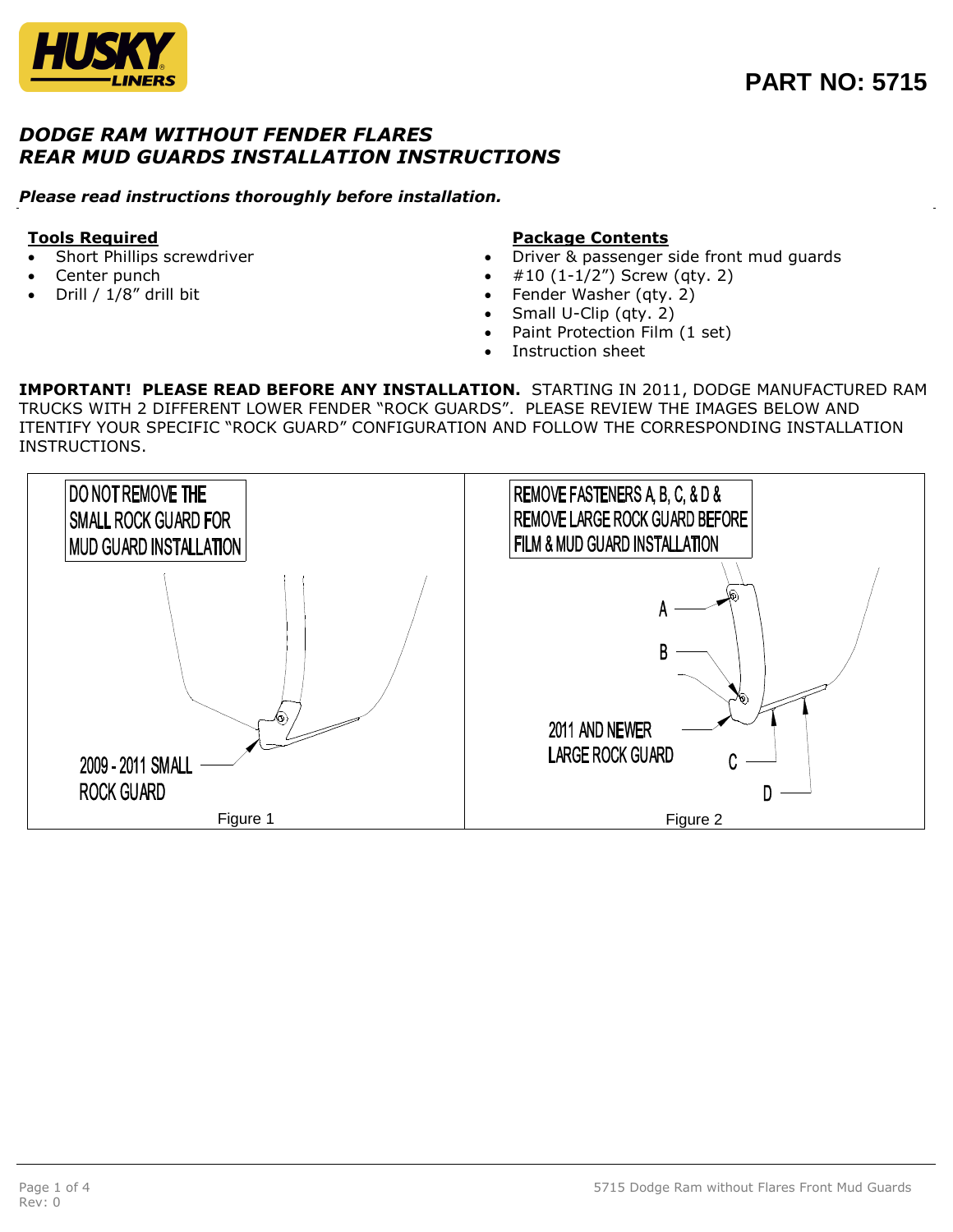PART NO: 5715

# *DODGE RAM WITHOUT FENDER FLARES*
# *REAR MUD GUARDS INSTALLATION INSTRUCTIONS*

***Please read instructions thoroughly before installation.***

**Tools Required**

- Short Phillips screwdriver
- Center punch
- Drill / 1/8" drill bit

**Package Contents**

- Driver & passenger side front mud guards
- #10 (1-1/2") Screw (qty. 2)
- Fender Washer (qty. 2)
- Small U-Clip (qty. 2)
- Paint Protection Film (1 set)
- Instruction sheet

**IMPORTANT! PLEASE READ BEFORE ANY INSTALLATION.** STARTING IN 2011, DODGE MANUFACTURED RAM TRUCKS WITH 2 DIFFERENT LOWER FENDER "ROCK GUARDS". PLEASE REVIEW THE IMAGES BELOW AND ITENTIFY YOUR SPECIFIC "ROCK GUARD" CONFIGURATION AND FOLLOW THE CORRESPONDING INSTALLATION INSTRUCTIONS.

DO NOT REMOVE THE SMALL ROCK GUARD FOR MUD GUARD INSTALLATION

2009 - 2011 SMALL ROCK GUARD

Figure 1

REMOVE FASTENERS A, B, C, & D & REMOVE LARGE ROCK GUARD BEFORE FILM & MUD GUARD INSTALLATION

A

B

2011 AND NEWER LARGE ROCK GUARD

C

D

Figure 2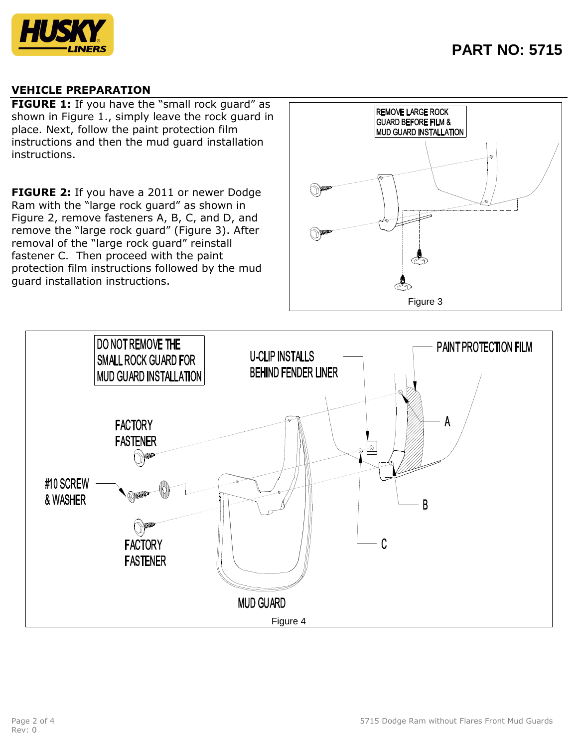PART NO: 5715

## VEHICLE PREPARATION

**FIGURE 1:** If you have the "small rock guard" as shown in Figure 1., simply leave the rock guard in place. Next, follow the paint protection film instructions and then the mud guard installation instructions.

**FIGURE 2:** If you have a 2011 or newer Dodge Ram with the "large rock guard" as shown in Figure 2, remove fasteners A, B, C, and D, and remove the "large rock guard" (Figure 3). After removal of the "large rock guard" reinstall fastener C. Then proceed with the paint protection film instructions followed by the mud guard installation instructions.

REMOVE LARGE ROCK GUARD BEFORE FILM & MUD GUARD INSTALLATION

Figure 3

DO NOT REMOVE THE SMALL ROCK GUARD FOR MUD GUARD INSTALLATION

U-CLIP INSTALLS BEHIND FENDER LINER

PAINT PROTECTION FILM

FACTORY FASTENER

#10 SCREW & WASHER

FACTORY FASTENER

A

B

C

MUD GUARD

Figure 4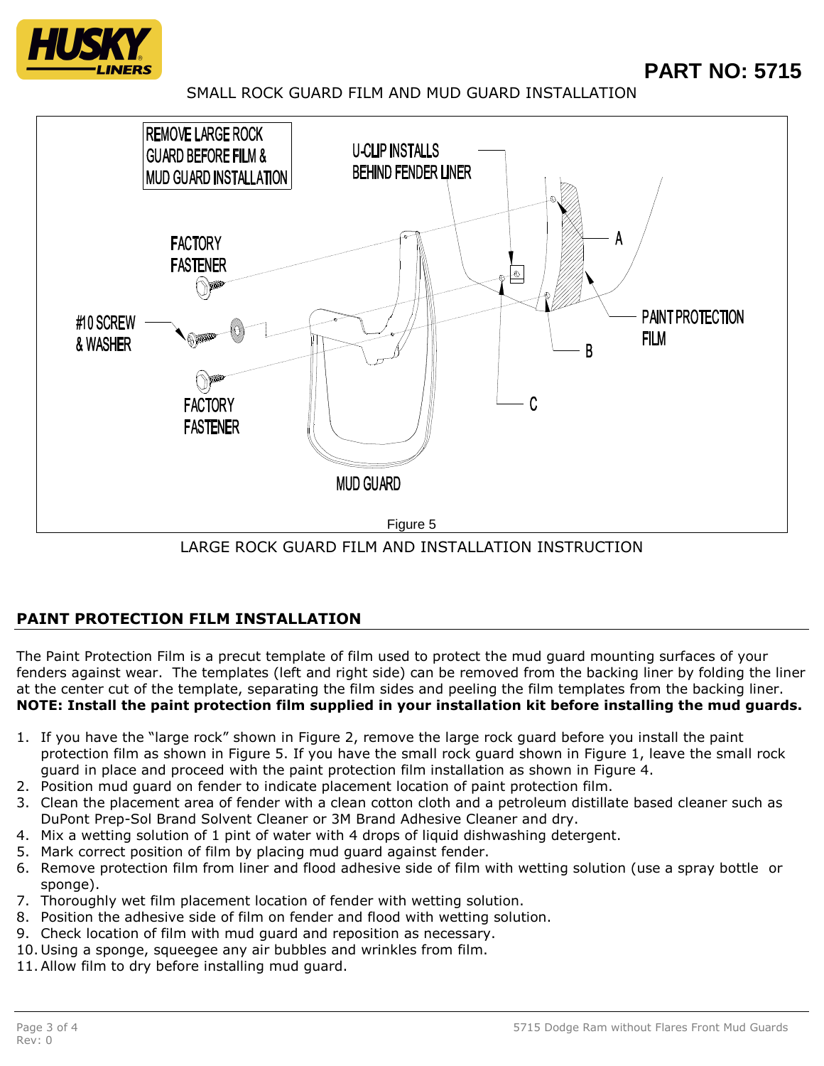**PART NO: 5715**

SMALL ROCK GUARD FILM AND MUD GUARD INSTALLATION

Figure 5

LARGE ROCK GUARD FILM AND INSTALLATION INSTRUCTION

## PAINT PROTECTION FILM INSTALLATION

The Paint Protection Film is a precut template of film used to protect the mud guard mounting surfaces of your fenders against wear. The templates (left and right side) can be removed from the backing liner by folding the liner at the center cut of the template, separating the film sides and peeling the film templates from the backing liner. **NOTE: Install the paint protection film supplied in your installation kit before installing the mud guards.**

1. If you have the "large rock" shown in Figure 2, remove the large rock guard before you install the paint protection film as shown in Figure 5. If you have the small rock guard shown in Figure 1, leave the small rock guard in place and proceed with the paint protection film installation as shown in Figure 4.
2. Position mud guard on fender to indicate placement location of paint protection film.
3. Clean the placement area of fender with a clean cotton cloth and a petroleum distillate based cleaner such as DuPont Prep-Sol Brand Solvent Cleaner or 3M Brand Adhesive Cleaner and dry.
4. Mix a wetting solution of 1 pint of water with 4 drops of liquid dishwashing detergent.
5. Mark correct position of film by placing mud guard against fender.
6. Remove protection film from liner and flood adhesive side of film with wetting solution (use a spray bottle or sponge).
7. Thoroughly wet film placement location of fender with wetting solution.
8. Position the adhesive side of film on fender and flood with wetting solution.
9. Check location of film with mud guard and reposition as necessary.
10. Using a sponge, squeegee any air bubbles and wrinkles from film.
11. Allow film to dry before installing mud guard.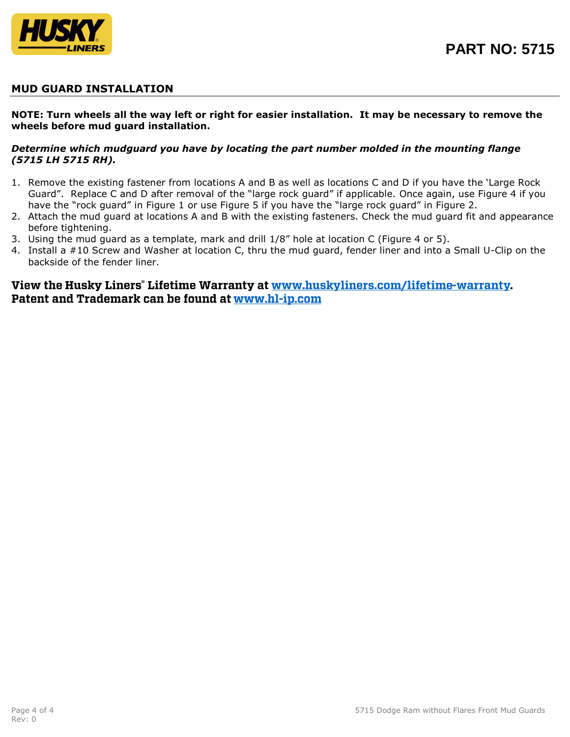PART NO: 5715

## MUD GUARD INSTALLATION

**NOTE: Turn wheels all the way left or right for easier installation. It may be necessary to remove the wheels before mud guard installation.**

***Determine which mudguard you have by locating the part number molded in the mounting flange (5715 LH 5715 RH).***

1. Remove the existing fastener from locations A and B as well as locations C and D if you have the 'Large Rock Guard". Replace C and D after removal of the "large rock guard" if applicable. Once again, use Figure 4 if you have the "rock guard" in Figure 1 or use Figure 5 if you have the "large rock guard" in Figure 2.
2. Attach the mud guard at locations A and B with the existing fasteners. Check the mud guard fit and appearance before tightening.
3. Using the mud guard as a template, mark and drill 1/8" hole at location C (Figure 4 or 5).
4. Install a #10 Screw and Washer at location C, thru the mud guard, fender liner and into a Small U-Clip on the backside of the fender liner.

**View the Husky Liners® Lifetime Warranty at [www.huskyliners.com/lifetime-warranty](www.huskyliners.com/lifetime-warranty).**
**Patent and Trademark can be found at [www.hl-ip.com](www.hl-ip.com)**